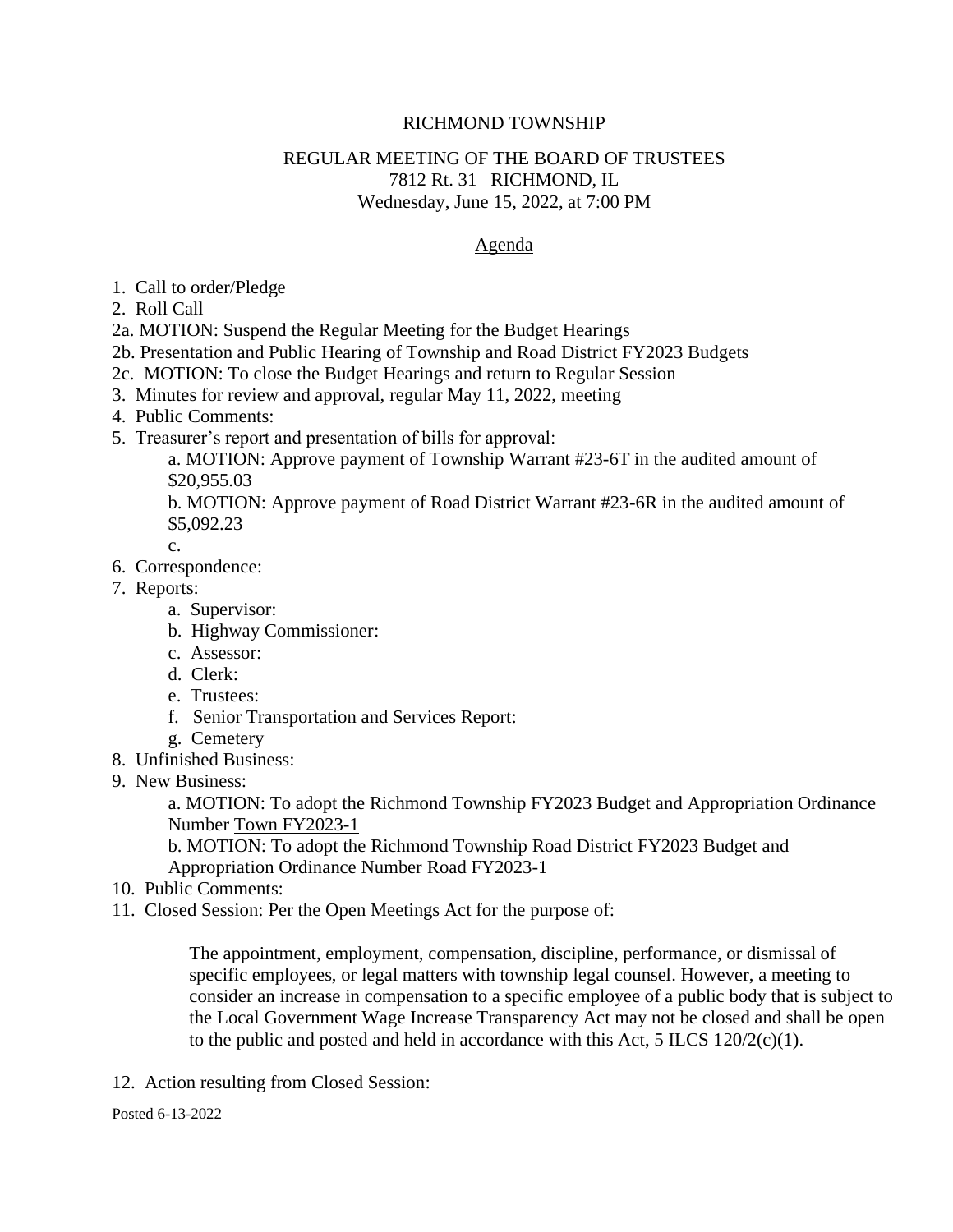RICHMOND TOWNSHIP

REGULAR MEETING OF THE BOARD OF TRUSTEES
7812 Rt. 31 RICHMOND, IL
Wednesday, June 15, 2022, at 7:00 PM

## Agenda

1. Call to order/Pledge
2. Roll Call

2a. MOTION: Suspend the Regular Meeting for the Budget Hearings

2b. Presentation and Public Hearing of Township and Road District FY2023 Budgets

2c. MOTION: To close the Budget Hearings and return to Regular Session

3. Minutes for review and approval, regular May 11, 2022, meeting
4. Public Comments:
5. Treasurer's report and presentation of bills for approval:
   a. MOTION: Approve payment of Township Warrant #23-6T in the audited amount of $20,955.03
   b. MOTION: Approve payment of Road District Warrant #23-6R in the audited amount of $5,092.23
   c.
6. Correspondence:
7. Reports:
   a. Supervisor:
   b. Highway Commissioner:
   c. Assessor:
   d. Clerk:
   e. Trustees:
   f. Senior Transportation and Services Report:
   g. Cemetery
8. Unfinished Business:
9. New Business:
   a. MOTION: To adopt the Richmond Township FY2023 Budget and Appropriation Ordinance Number Town FY2023-1
   b. MOTION: To adopt the Richmond Township Road District FY2023 Budget and Appropriation Ordinance Number Road FY2023-1
10. Public Comments:
11. Closed Session: Per the Open Meetings Act for the purpose of:

    The appointment, employment, compensation, discipline, performance, or dismissal of specific employees, or legal matters with township legal counsel. However, a meeting to consider an increase in compensation to a specific employee of a public body that is subject to the Local Government Wage Increase Transparency Act may not be closed and shall be open to the public and posted and held in accordance with this Act, 5 ILCS 120/2(c)(1).

12. Action resulting from Closed Session:

Posted 6-13-2022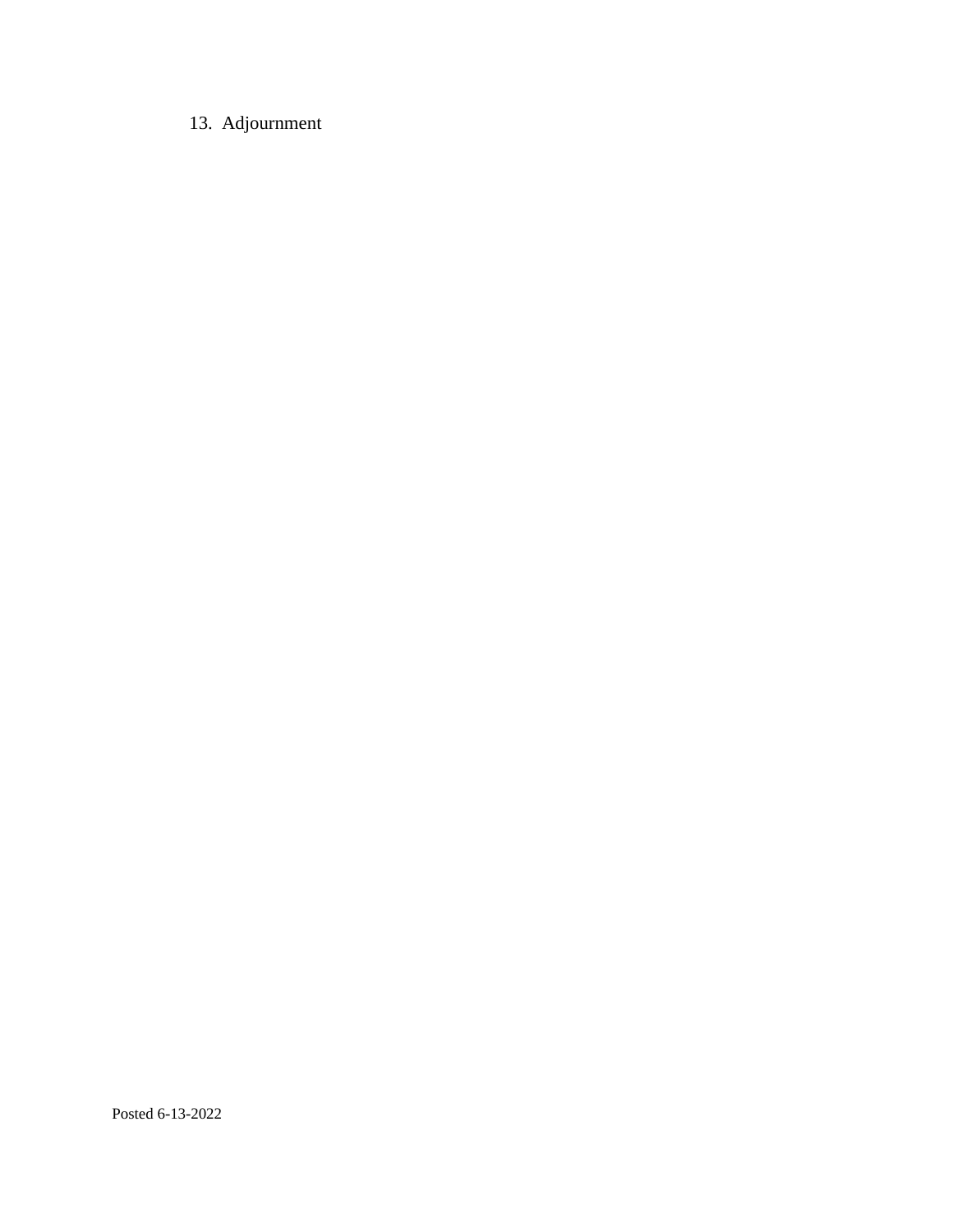13. Adjournment

Posted 6-13-2022